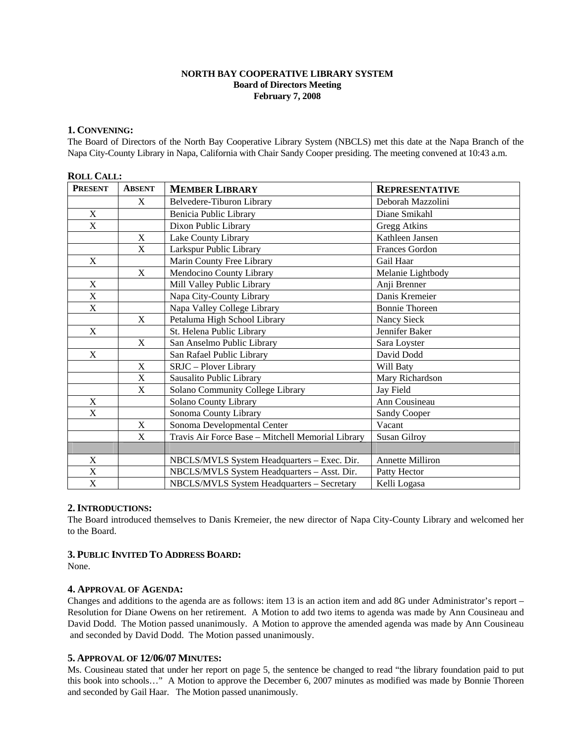**NORTH BAY COOPERATIVE LIBRARY SYSTEM**
**Board of Directors Meeting**
**February 7, 2008**

## 1. CONVENING:

The Board of Directors of the North Bay Cooperative Library System (NBCLS) met this date at the Napa Branch of the Napa City-County Library in Napa, California with Chair Sandy Cooper presiding. The meeting convened at 10:43 a.m.

**ROLL CALL:**

| PRESENT | ABSENT | MEMBER LIBRARY | REPRESENTATIVE |
|---|---|---|---|
| | X | Belvedere-Tiburon Library | Deborah Mazzolini |
| X | | Benicia Public Library | Diane Smikahl |
| X | | Dixon Public Library | Gregg Atkins |
| | X | Lake County Library | Kathleen Jansen |
| | X | Larkspur Public Library | Frances Gordon |
| X | | Marin County Free Library | Gail Haar |
| | X | Mendocino County Library | Melanie Lightbody |
| X | | Mill Valley Public Library | Anji Brenner |
| X | | Napa City-County Library | Danis Kremeier |
| X | | Napa Valley College Library | Bonnie Thoreen |
| | X | Petaluma High School Library | Nancy Sieck |
| X | | St. Helena Public Library | Jennifer Baker |
| | X | San Anselmo Public Library | Sara Loyster |
| X | | San Rafael Public Library | David Dodd |
| | X | SRJC – Plover Library | Will Baty |
| | X | Sausalito Public Library | Mary Richardson |
| | X | Solano Community College Library | Jay Field |
| X | | Solano County Library | Ann Cousineau |
| X | | Sonoma County Library | Sandy Cooper |
| | X | Sonoma Developmental Center | Vacant |
| | X | Travis Air Force Base – Mitchell Memorial Library | Susan Gilroy |
| | | | |
| X | | NBCLS/MVLS System Headquarters – Exec. Dir. | Annette Milliron |
| X | | NBCLS/MVLS System Headquarters – Asst. Dir. | Patty Hector |
| X | | NBCLS/MVLS System Headquarters – Secretary | Kelli Logasa |

## 2. INTRODUCTIONS:

The Board introduced themselves to Danis Kremeier, the new director of Napa City-County Library and welcomed her to the Board.

## 3. PUBLIC INVITED TO ADDRESS BOARD:

None.

## 4. APPROVAL OF AGENDA:

Changes and additions to the agenda are as follows: item 13 is an action item and add 8G under Administrator's report – Resolution for Diane Owens on her retirement. A Motion to add two items to agenda was made by Ann Cousineau and David Dodd. The Motion passed unanimously. A Motion to approve the amended agenda was made by Ann Cousineau and seconded by David Dodd. The Motion passed unanimously.

## 5. APPROVAL OF 12/06/07 MINUTES:

Ms. Cousineau stated that under her report on page 5, the sentence be changed to read "the library foundation paid to put this book into schools…" A Motion to approve the December 6, 2007 minutes as modified was made by Bonnie Thoreen and seconded by Gail Haar. The Motion passed unanimously.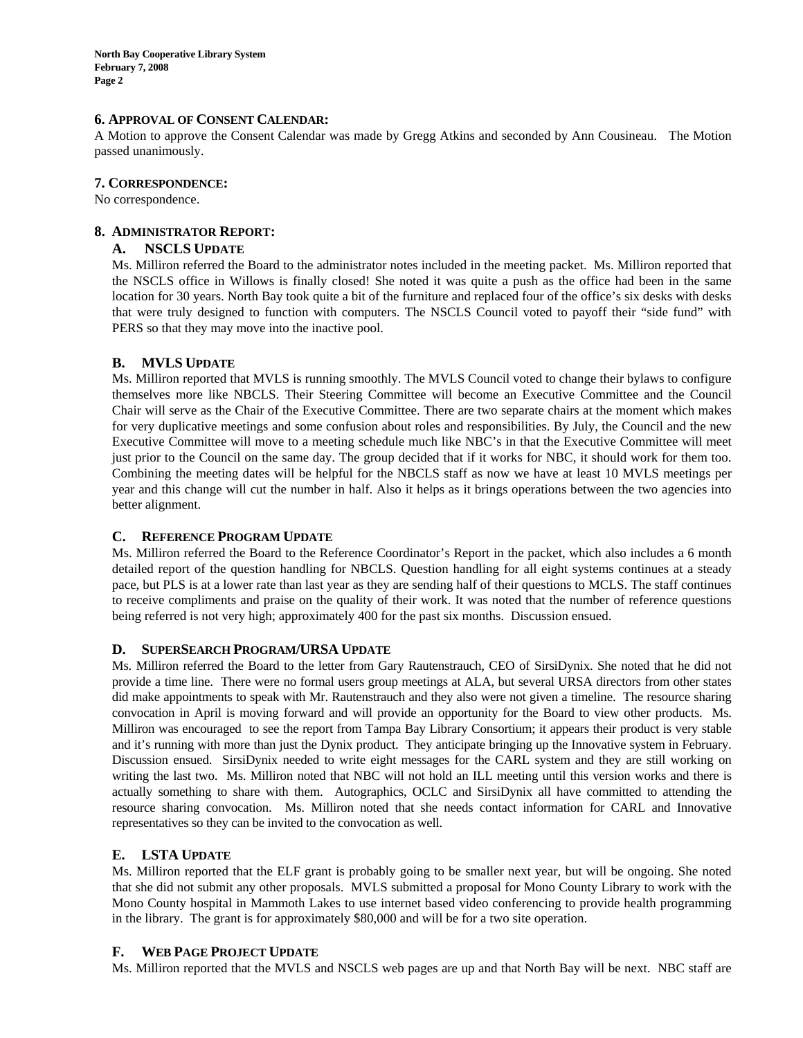## 6. APPROVAL OF CONSENT CALENDAR:

A Motion to approve the Consent Calendar was made by Gregg Atkins and seconded by Ann Cousineau. The Motion passed unanimously.

## 7. CORRESPONDENCE:

No correspondence.

## 8. ADMINISTRATOR REPORT:

### A. NSCLS UPDATE

Ms. Milliron referred the Board to the administrator notes included in the meeting packet. Ms. Milliron reported that the NSCLS office in Willows is finally closed! She noted it was quite a push as the office had been in the same location for 30 years. North Bay took quite a bit of the furniture and replaced four of the office's six desks with desks that were truly designed to function with computers. The NSCLS Council voted to payoff their "side fund" with PERS so that they may move into the inactive pool.

### B. MVLS UPDATE

Ms. Milliron reported that MVLS is running smoothly. The MVLS Council voted to change their bylaws to configure themselves more like NBCLS. Their Steering Committee will become an Executive Committee and the Council Chair will serve as the Chair of the Executive Committee. There are two separate chairs at the moment which makes for very duplicative meetings and some confusion about roles and responsibilities. By July, the Council and the new Executive Committee will move to a meeting schedule much like NBC's in that the Executive Committee will meet just prior to the Council on the same day. The group decided that if it works for NBC, it should work for them too. Combining the meeting dates will be helpful for the NBCLS staff as now we have at least 10 MVLS meetings per year and this change will cut the number in half. Also it helps as it brings operations between the two agencies into better alignment.

### C. REFERENCE PROGRAM UPDATE

Ms. Milliron referred the Board to the Reference Coordinator's Report in the packet, which also includes a 6 month detailed report of the question handling for NBCLS. Question handling for all eight systems continues at a steady pace, but PLS is at a lower rate than last year as they are sending half of their questions to MCLS. The staff continues to receive compliments and praise on the quality of their work. It was noted that the number of reference questions being referred is not very high; approximately 400 for the past six months. Discussion ensued.

### D. SUPERSEARCH PROGRAM/URSA UPDATE

Ms. Milliron referred the Board to the letter from Gary Rautenstrauch, CEO of SirsiDynix. She noted that he did not provide a time line. There were no formal users group meetings at ALA, but several URSA directors from other states did make appointments to speak with Mr. Rautenstrauch and they also were not given a timeline. The resource sharing convocation in April is moving forward and will provide an opportunity for the Board to view other products. Ms. Milliron was encouraged to see the report from Tampa Bay Library Consortium; it appears their product is very stable and it's running with more than just the Dynix product. They anticipate bringing up the Innovative system in February. Discussion ensued. SirsiDynix needed to write eight messages for the CARL system and they are still working on writing the last two. Ms. Milliron noted that NBC will not hold an ILL meeting until this version works and there is actually something to share with them. Autographics, OCLC and SirsiDynix all have committed to attending the resource sharing convocation. Ms. Milliron noted that she needs contact information for CARL and Innovative representatives so they can be invited to the convocation as well.

### E. LSTA UPDATE

Ms. Milliron reported that the ELF grant is probably going to be smaller next year, but will be ongoing. She noted that she did not submit any other proposals. MVLS submitted a proposal for Mono County Library to work with the Mono County hospital in Mammoth Lakes to use internet based video conferencing to provide health programming in the library. The grant is for approximately $80,000 and will be for a two site operation.

### F. WEB PAGE PROJECT UPDATE

Ms. Milliron reported that the MVLS and NSCLS web pages are up and that North Bay will be next. NBC staff are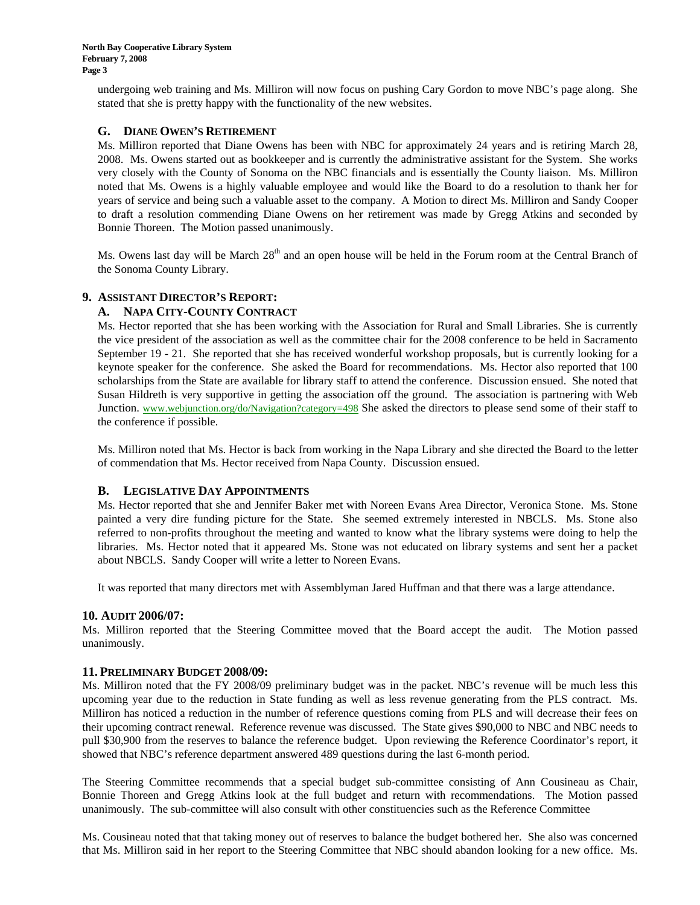undergoing web training and Ms. Milliron will now focus on pushing Cary Gordon to move NBC's page along. She stated that she is pretty happy with the functionality of the new websites.

### G. DIANE OWEN'S RETIREMENT

Ms. Milliron reported that Diane Owens has been with NBC for approximately 24 years and is retiring March 28, 2008. Ms. Owens started out as bookkeeper and is currently the administrative assistant for the System. She works very closely with the County of Sonoma on the NBC financials and is essentially the County liaison. Ms. Milliron noted that Ms. Owens is a highly valuable employee and would like the Board to do a resolution to thank her for years of service and being such a valuable asset to the company. A Motion to direct Ms. Milliron and Sandy Cooper to draft a resolution commending Diane Owens on her retirement was made by Gregg Atkins and seconded by Bonnie Thoreen. The Motion passed unanimously.

Ms. Owens last day will be March 28th and an open house will be held in the Forum room at the Central Branch of the Sonoma County Library.

## 9. ASSISTANT DIRECTOR'S REPORT:

### A. NAPA CITY-COUNTY CONTRACT

Ms. Hector reported that she has been working with the Association for Rural and Small Libraries. She is currently the vice president of the association as well as the committee chair for the 2008 conference to be held in Sacramento September 19 - 21. She reported that she has received wonderful workshop proposals, but is currently looking for a keynote speaker for the conference. She asked the Board for recommendations. Ms. Hector also reported that 100 scholarships from the State are available for library staff to attend the conference. Discussion ensued. She noted that Susan Hildreth is very supportive in getting the association off the ground. The association is partnering with Web Junction. www.webjunction.org/do/Navigation?category=498 She asked the directors to please send some of their staff to the conference if possible.

Ms. Milliron noted that Ms. Hector is back from working in the Napa Library and she directed the Board to the letter of commendation that Ms. Hector received from Napa County. Discussion ensued.

### B. LEGISLATIVE DAY APPOINTMENTS

Ms. Hector reported that she and Jennifer Baker met with Noreen Evans Area Director, Veronica Stone. Ms. Stone painted a very dire funding picture for the State. She seemed extremely interested in NBCLS. Ms. Stone also referred to non-profits throughout the meeting and wanted to know what the library systems were doing to help the libraries. Ms. Hector noted that it appeared Ms. Stone was not educated on library systems and sent her a packet about NBCLS. Sandy Cooper will write a letter to Noreen Evans.

It was reported that many directors met with Assemblyman Jared Huffman and that there was a large attendance.

## 10. AUDIT 2006/07:

Ms. Milliron reported that the Steering Committee moved that the Board accept the audit. The Motion passed unanimously.

## 11. PRELIMINARY BUDGET 2008/09:

Ms. Milliron noted that the FY 2008/09 preliminary budget was in the packet. NBC's revenue will be much less this upcoming year due to the reduction in State funding as well as less revenue generating from the PLS contract. Ms. Milliron has noticed a reduction in the number of reference questions coming from PLS and will decrease their fees on their upcoming contract renewal. Reference revenue was discussed. The State gives $90,000 to NBC and NBC needs to pull $30,900 from the reserves to balance the reference budget. Upon reviewing the Reference Coordinator's report, it showed that NBC's reference department answered 489 questions during the last 6-month period.

The Steering Committee recommends that a special budget sub-committee consisting of Ann Cousineau as Chair, Bonnie Thoreen and Gregg Atkins look at the full budget and return with recommendations. The Motion passed unanimously. The sub-committee will also consult with other constituencies such as the Reference Committee

Ms. Cousineau noted that that taking money out of reserves to balance the budget bothered her. She also was concerned that Ms. Milliron said in her report to the Steering Committee that NBC should abandon looking for a new office. Ms.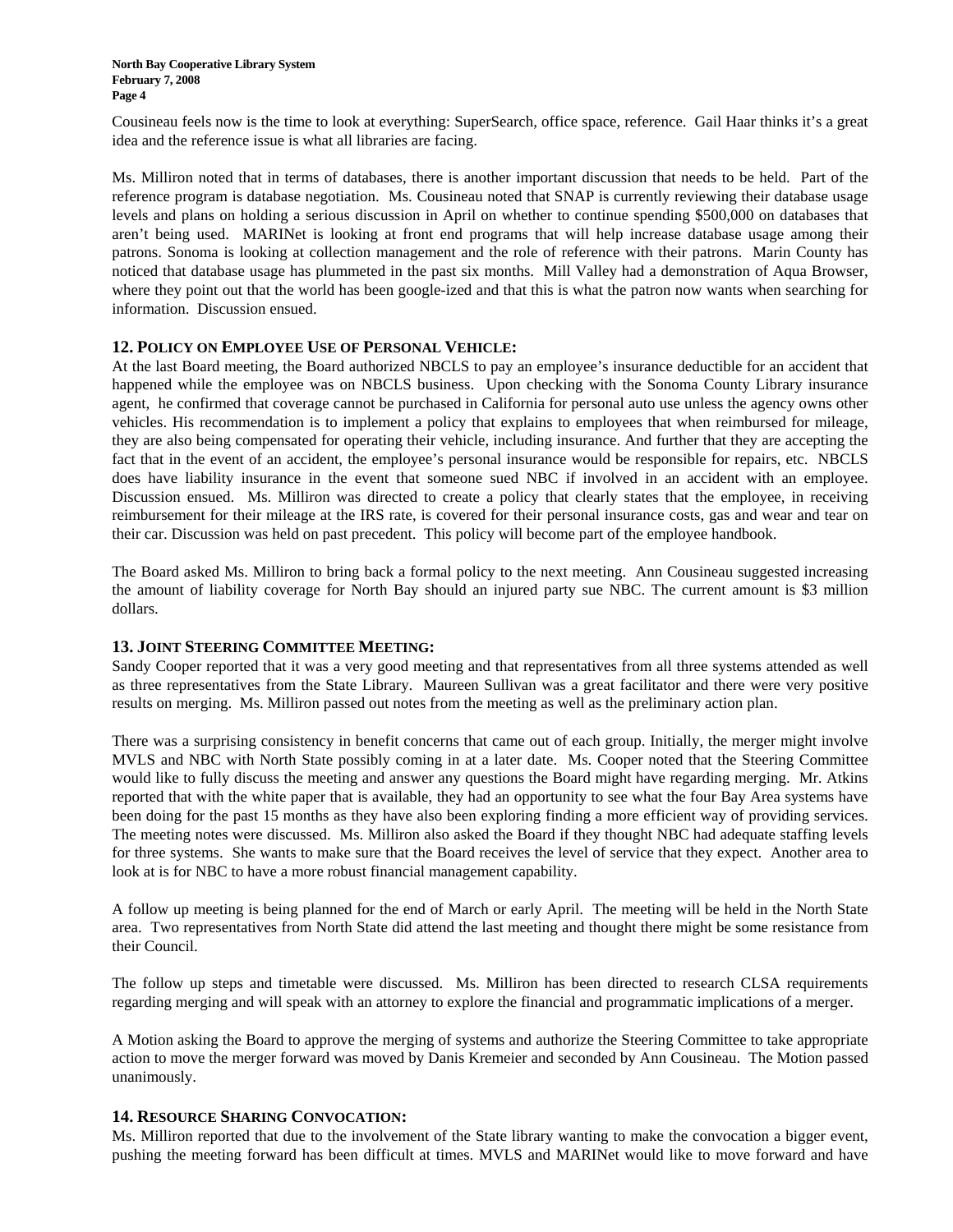Cousineau feels now is the time to look at everything: SuperSearch, office space, reference. Gail Haar thinks it's a great idea and the reference issue is what all libraries are facing.

Ms. Milliron noted that in terms of databases, there is another important discussion that needs to be held. Part of the reference program is database negotiation. Ms. Cousineau noted that SNAP is currently reviewing their database usage levels and plans on holding a serious discussion in April on whether to continue spending $500,000 on databases that aren't being used. MARINet is looking at front end programs that will help increase database usage among their patrons. Sonoma is looking at collection management and the role of reference with their patrons. Marin County has noticed that database usage has plummeted in the past six months. Mill Valley had a demonstration of Aqua Browser, where they point out that the world has been google-ized and that this is what the patron now wants when searching for information. Discussion ensued.

### 12. Policy on Employee Use of Personal Vehicle:

At the last Board meeting, the Board authorized NBCLS to pay an employee's insurance deductible for an accident that happened while the employee was on NBCLS business. Upon checking with the Sonoma County Library insurance agent, he confirmed that coverage cannot be purchased in California for personal auto use unless the agency owns other vehicles. His recommendation is to implement a policy that explains to employees that when reimbursed for mileage, they are also being compensated for operating their vehicle, including insurance. And further that they are accepting the fact that in the event of an accident, the employee's personal insurance would be responsible for repairs, etc. NBCLS does have liability insurance in the event that someone sued NBC if involved in an accident with an employee. Discussion ensued. Ms. Milliron was directed to create a policy that clearly states that the employee, in receiving reimbursement for their mileage at the IRS rate, is covered for their personal insurance costs, gas and wear and tear on their car. Discussion was held on past precedent. This policy will become part of the employee handbook.

The Board asked Ms. Milliron to bring back a formal policy to the next meeting. Ann Cousineau suggested increasing the amount of liability coverage for North Bay should an injured party sue NBC. The current amount is $3 million dollars.

### 13. Joint Steering Committee Meeting:

Sandy Cooper reported that it was a very good meeting and that representatives from all three systems attended as well as three representatives from the State Library. Maureen Sullivan was a great facilitator and there were very positive results on merging. Ms. Milliron passed out notes from the meeting as well as the preliminary action plan.

There was a surprising consistency in benefit concerns that came out of each group. Initially, the merger might involve MVLS and NBC with North State possibly coming in at a later date. Ms. Cooper noted that the Steering Committee would like to fully discuss the meeting and answer any questions the Board might have regarding merging. Mr. Atkins reported that with the white paper that is available, they had an opportunity to see what the four Bay Area systems have been doing for the past 15 months as they have also been exploring finding a more efficient way of providing services. The meeting notes were discussed. Ms. Milliron also asked the Board if they thought NBC had adequate staffing levels for three systems. She wants to make sure that the Board receives the level of service that they expect. Another area to look at is for NBC to have a more robust financial management capability.

A follow up meeting is being planned for the end of March or early April. The meeting will be held in the North State area. Two representatives from North State did attend the last meeting and thought there might be some resistance from their Council.

The follow up steps and timetable were discussed. Ms. Milliron has been directed to research CLSA requirements regarding merging and will speak with an attorney to explore the financial and programmatic implications of a merger.

A Motion asking the Board to approve the merging of systems and authorize the Steering Committee to take appropriate action to move the merger forward was moved by Danis Kremeier and seconded by Ann Cousineau. The Motion passed unanimously.

### 14. Resource Sharing Convocation:

Ms. Milliron reported that due to the involvement of the State library wanting to make the convocation a bigger event, pushing the meeting forward has been difficult at times. MVLS and MARINet would like to move forward and have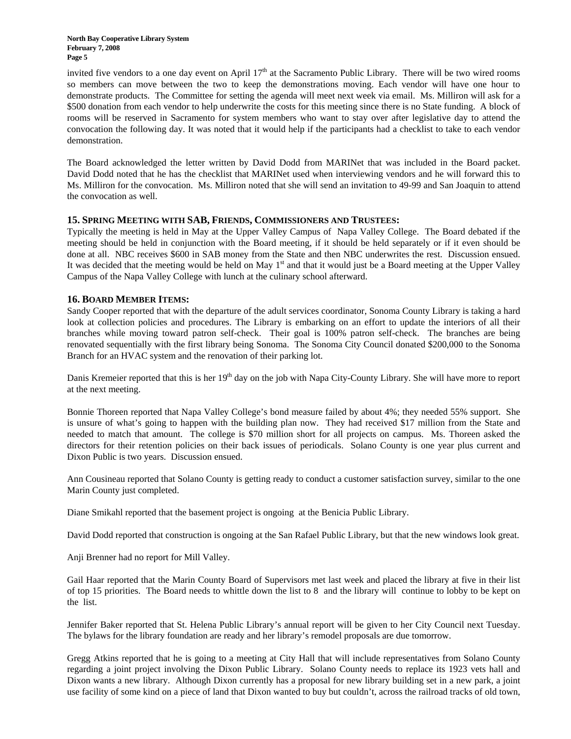invited five vendors to a one day event on April 17th at the Sacramento Public Library. There will be two wired rooms so members can move between the two to keep the demonstrations moving. Each vendor will have one hour to demonstrate products. The Committee for setting the agenda will meet next week via email. Ms. Milliron will ask for a $500 donation from each vendor to help underwrite the costs for this meeting since there is no State funding. A block of rooms will be reserved in Sacramento for system members who want to stay over after legislative day to attend the convocation the following day. It was noted that it would help if the participants had a checklist to take to each vendor demonstration.

The Board acknowledged the letter written by David Dodd from MARINet that was included in the Board packet. David Dodd noted that he has the checklist that MARINet used when interviewing vendors and he will forward this to Ms. Milliron for the convocation. Ms. Milliron noted that she will send an invitation to 49-99 and San Joaquin to attend the convocation as well.

## 15. Spring Meeting with SAB, Friends, Commissioners and Trustees:

Typically the meeting is held in May at the Upper Valley Campus of Napa Valley College. The Board debated if the meeting should be held in conjunction with the Board meeting, if it should be held separately or if it even should be done at all. NBC receives $600 in SAB money from the State and then NBC underwrites the rest. Discussion ensued. It was decided that the meeting would be held on May 1st and that it would just be a Board meeting at the Upper Valley Campus of the Napa Valley College with lunch at the culinary school afterward.

## 16. Board Member Items:

Sandy Cooper reported that with the departure of the adult services coordinator, Sonoma County Library is taking a hard look at collection policies and procedures. The Library is embarking on an effort to update the interiors of all their branches while moving toward patron self-check. Their goal is 100% patron self-check. The branches are being renovated sequentially with the first library being Sonoma. The Sonoma City Council donated $200,000 to the Sonoma Branch for an HVAC system and the renovation of their parking lot.

Danis Kremeier reported that this is her 19th day on the job with Napa City-County Library. She will have more to report at the next meeting.

Bonnie Thoreen reported that Napa Valley College's bond measure failed by about 4%; they needed 55% support. She is unsure of what's going to happen with the building plan now. They had received $17 million from the State and needed to match that amount. The college is $70 million short for all projects on campus. Ms. Thoreen asked the directors for their retention policies on their back issues of periodicals. Solano County is one year plus current and Dixon Public is two years. Discussion ensued.

Ann Cousineau reported that Solano County is getting ready to conduct a customer satisfaction survey, similar to the one Marin County just completed.

Diane Smikahl reported that the basement project is ongoing at the Benicia Public Library.

David Dodd reported that construction is ongoing at the San Rafael Public Library, but that the new windows look great.

Anji Brenner had no report for Mill Valley.

Gail Haar reported that the Marin County Board of Supervisors met last week and placed the library at five in their list of top 15 priorities. The Board needs to whittle down the list to 8 and the library will continue to lobby to be kept on the list.

Jennifer Baker reported that St. Helena Public Library's annual report will be given to her City Council next Tuesday. The bylaws for the library foundation are ready and her library's remodel proposals are due tomorrow.

Gregg Atkins reported that he is going to a meeting at City Hall that will include representatives from Solano County regarding a joint project involving the Dixon Public Library. Solano County needs to replace its 1923 vets hall and Dixon wants a new library. Although Dixon currently has a proposal for new library building set in a new park, a joint use facility of some kind on a piece of land that Dixon wanted to buy but couldn't, across the railroad tracks of old town,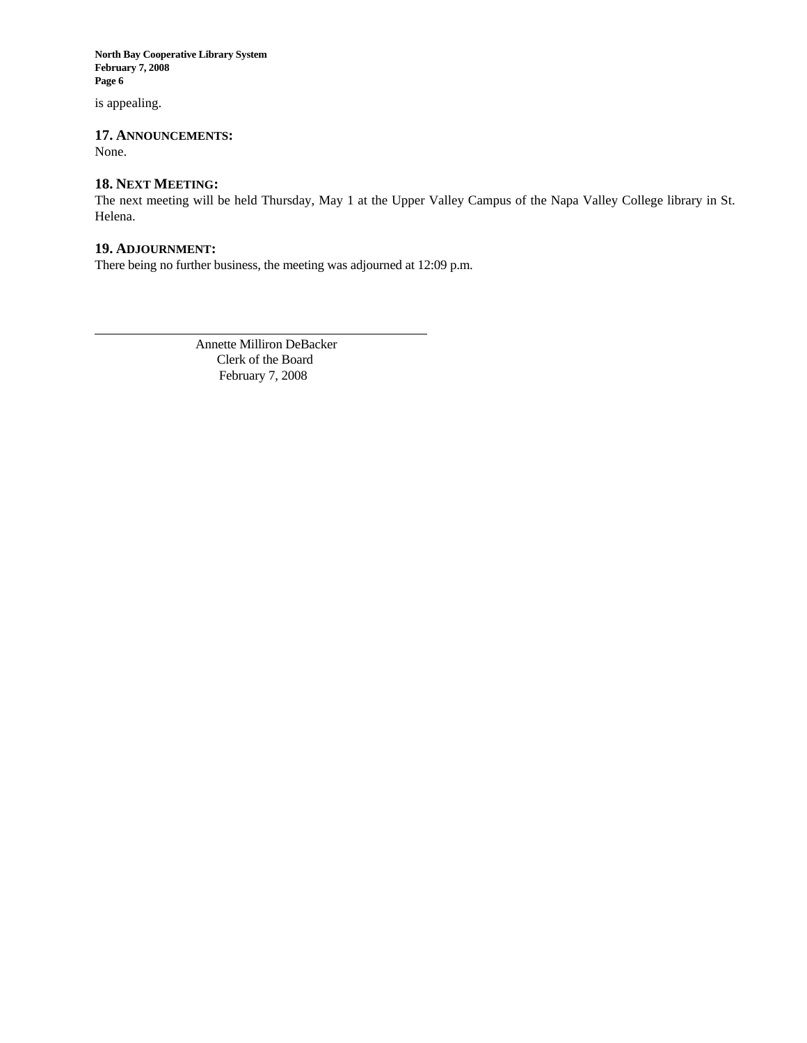is appealing.

**17. ANNOUNCEMENTS:**

None.

**18. NEXT MEETING:**

The next meeting will be held Thursday, May 1 at the Upper Valley Campus of the Napa Valley College library in St. Helena.

**19. ADJOURNMENT:**

There being no further business, the meeting was adjourned at 12:09 p.m.

\_\_\_\_\_\_\_\_\_\_\_\_\_\_\_\_\_\_\_\_\_\_\_\_\_\_\_\_\_\_\_\_\_\_\_\_\_\_\_\_

Annette Milliron DeBacker
Clerk of the Board
February 7, 2008